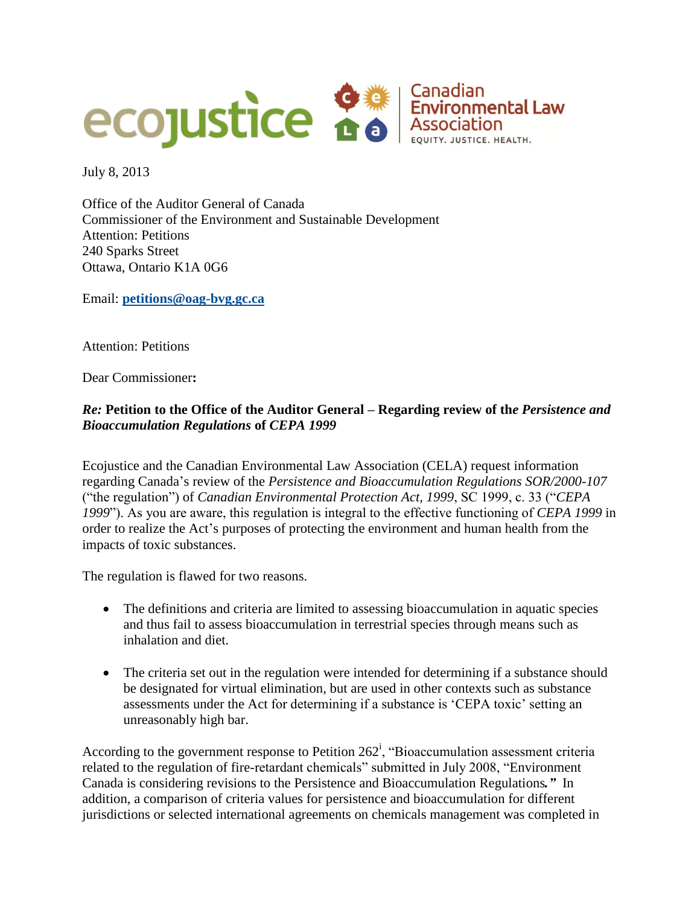July 8, 2013

Office of the Auditor General of Canada
Commissioner of the Environment and Sustainable Development
Attention: Petitions
240 Sparks Street
Ottawa, Ontario K1A 0G6

Email: **petitions@oag-bvg.gc.ca**

Attention: Petitions

Dear Commissioner**:**

***Re:*** **Petition to the Office of the Auditor General – Regarding review of the** ***Persistence and Bioaccumulation Regulations*** **of** ***CEPA 1999***

Ecojustice and the Canadian Environmental Law Association (CELA) request information regarding Canada's review of the *Persistence and Bioaccumulation Regulations SOR/2000-107* ("the regulation") of *Canadian Environmental Protection Act, 1999*, SC 1999, c. 33 ("*CEPA 1999*"). As you are aware, this regulation is integral to the effective functioning of *CEPA 1999* in order to realize the Act's purposes of protecting the environment and human health from the impacts of toxic substances.

The regulation is flawed for two reasons.

- The definitions and criteria are limited to assessing bioaccumulation in aquatic species and thus fail to assess bioaccumulation in terrestrial species through means such as inhalation and diet.
- The criteria set out in the regulation were intended for determining if a substance should be designated for virtual elimination, but are used in other contexts such as substance assessments under the Act for determining if a substance is 'CEPA toxic' setting an unreasonably high bar.

According to the government response to Petition 262[i], "Bioaccumulation assessment criteria related to the regulation of fire-retardant chemicals" submitted in July 2008, "Environment Canada is considering revisions to the Persistence and Bioaccumulation Regulations**.**" In addition, a comparison of criteria values for persistence and bioaccumulation for different jurisdictions or selected international agreements on chemicals management was completed in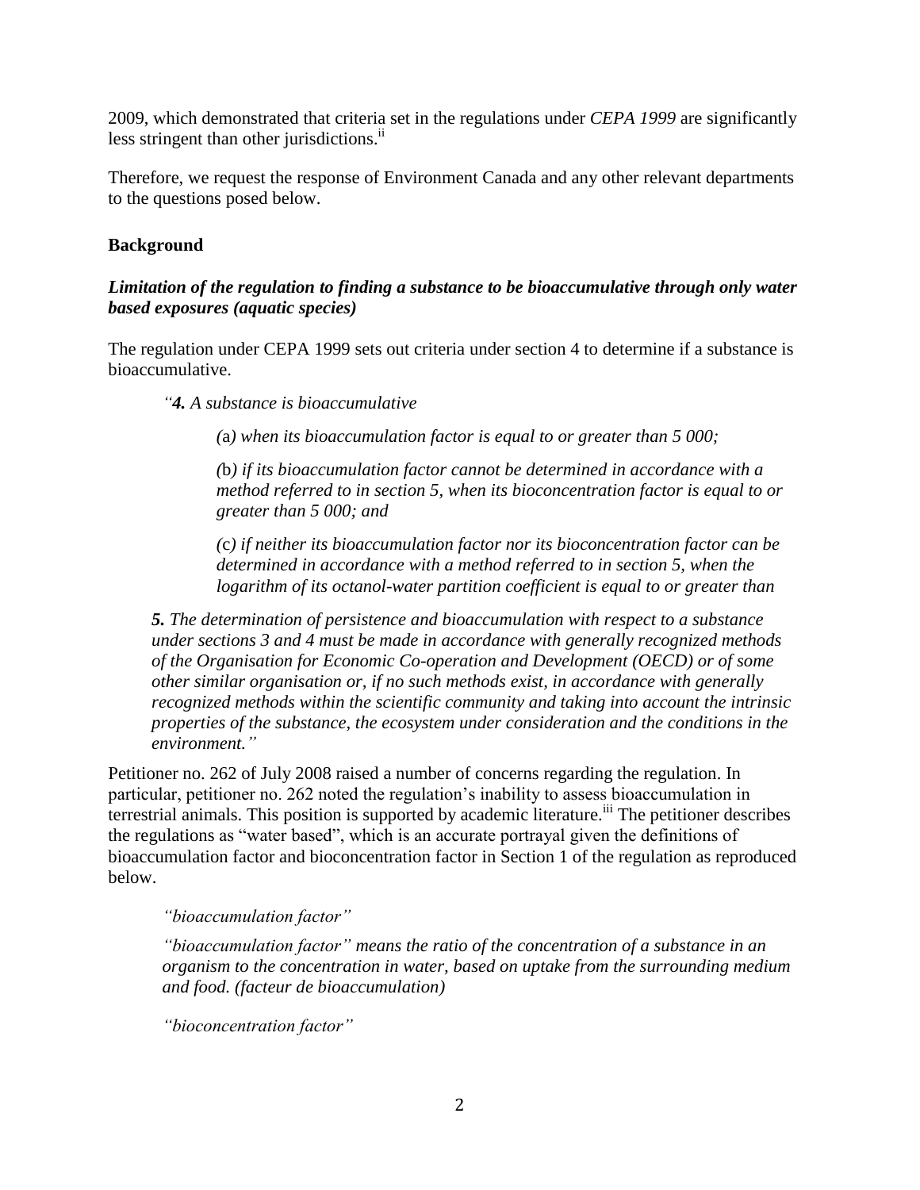2009, which demonstrated that criteria set in the regulations under *CEPA 1999* are significantly less stringent than other jurisdictions.[ii]

Therefore, we request the response of Environment Canada and any other relevant departments to the questions posed below.

## Background

### *Limitation of the regulation to finding a substance to be bioaccumulative through only water based exposures (aquatic species)*

The regulation under CEPA 1999 sets out criteria under section 4 to determine if a substance is bioaccumulative.

> *"**4.** A substance is bioaccumulative*
>
> *(*a*) when its bioaccumulation factor is equal to or greater than 5 000;*
>
> *(*b*) if its bioaccumulation factor cannot be determined in accordance with a method referred to in section 5, when its bioconcentration factor is equal to or greater than 5 000; and*
>
> *(*c*) if neither its bioaccumulation factor nor its bioconcentration factor can be determined in accordance with a method referred to in section 5, when the logarithm of its octanol-water partition coefficient is equal to or greater than*
>
> ***5.** The determination of persistence and bioaccumulation with respect to a substance under sections 3 and 4 must be made in accordance with generally recognized methods of the Organisation for Economic Co-operation and Development (OECD) or of some other similar organisation or, if no such methods exist, in accordance with generally recognized methods within the scientific community and taking into account the intrinsic properties of the substance, the ecosystem under consideration and the conditions in the environment."*

Petitioner no. 262 of July 2008 raised a number of concerns regarding the regulation. In particular, petitioner no. 262 noted the regulation's inability to assess bioaccumulation in terrestrial animals. This position is supported by academic literature.[iii] The petitioner describes the regulations as "water based", which is an accurate portrayal given the definitions of bioaccumulation factor and bioconcentration factor in Section 1 of the regulation as reproduced below.

> *"bioaccumulation factor"*
>
> *"bioaccumulation factor" means the ratio of the concentration of a substance in an organism to the concentration in water, based on uptake from the surrounding medium and food. (facteur de bioaccumulation)*
>
> *"bioconcentration factor"*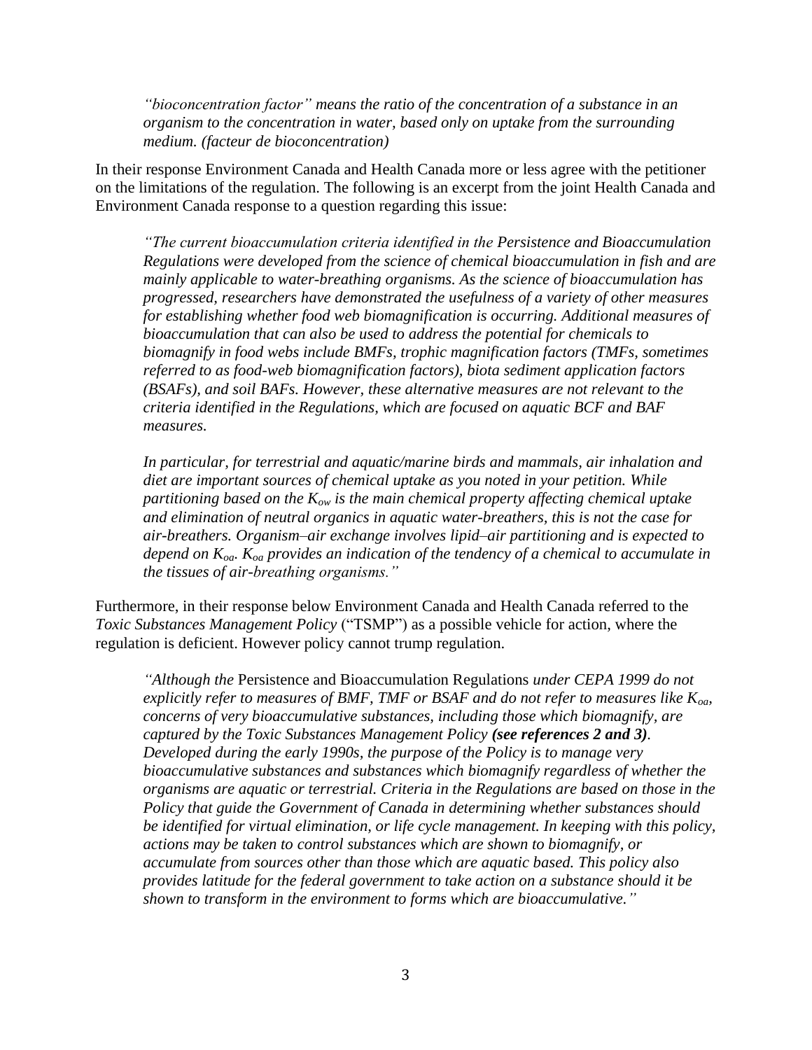*"bioconcentration factor" means the ratio of the concentration of a substance in an organism to the concentration in water, based only on uptake from the surrounding medium. (facteur de bioconcentration)*

In their response Environment Canada and Health Canada more or less agree with the petitioner on the limitations of the regulation. The following is an excerpt from the joint Health Canada and Environment Canada response to a question regarding this issue:

*"The current bioaccumulation criteria identified in the Persistence and Bioaccumulation Regulations were developed from the science of chemical bioaccumulation in fish and are mainly applicable to water-breathing organisms. As the science of bioaccumulation has progressed, researchers have demonstrated the usefulness of a variety of other measures for establishing whether food web biomagnification is occurring. Additional measures of bioaccumulation that can also be used to address the potential for chemicals to biomagnify in food webs include BMFs, trophic magnification factors (TMFs, sometimes referred to as food-web biomagnification factors), biota sediment application factors (BSAFs), and soil BAFs. However, these alternative measures are not relevant to the criteria identified in the Regulations, which are focused on aquatic BCF and BAF measures.*

*In particular, for terrestrial and aquatic/marine birds and mammals, air inhalation and diet are important sources of chemical uptake as you noted in your petition. While partitioning based on the $K_{ow}$ is the main chemical property affecting chemical uptake and elimination of neutral organics in aquatic water-breathers, this is not the case for air-breathers. Organism–air exchange involves lipid–air partitioning and is expected to depend on $K_{oa}$. $K_{oa}$ provides an indication of the tendency of a chemical to accumulate in the tissues of air-breathing organisms."*

Furthermore, in their response below Environment Canada and Health Canada referred to the *Toxic Substances Management Policy* ("TSMP") as a possible vehicle for action, where the regulation is deficient. However policy cannot trump regulation.

*"Although the* Persistence and Bioaccumulation Regulations *under CEPA 1999 do not explicitly refer to measures of BMF, TMF or BSAF and do not refer to measures like $K_{oa}$, concerns of very bioaccumulative substances, including those which biomagnify, are captured by the Toxic Substances Management Policy* ***(see references 2 and 3)****. Developed during the early 1990s, the purpose of the Policy is to manage very bioaccumulative substances and substances which biomagnify regardless of whether the organisms are aquatic or terrestrial. Criteria in the Regulations are based on those in the Policy that guide the Government of Canada in determining whether substances should be identified for virtual elimination, or life cycle management. In keeping with this policy, actions may be taken to control substances which are shown to biomagnify, or accumulate from sources other than those which are aquatic based. This policy also provides latitude for the federal government to take action on a substance should it be shown to transform in the environment to forms which are bioaccumulative."*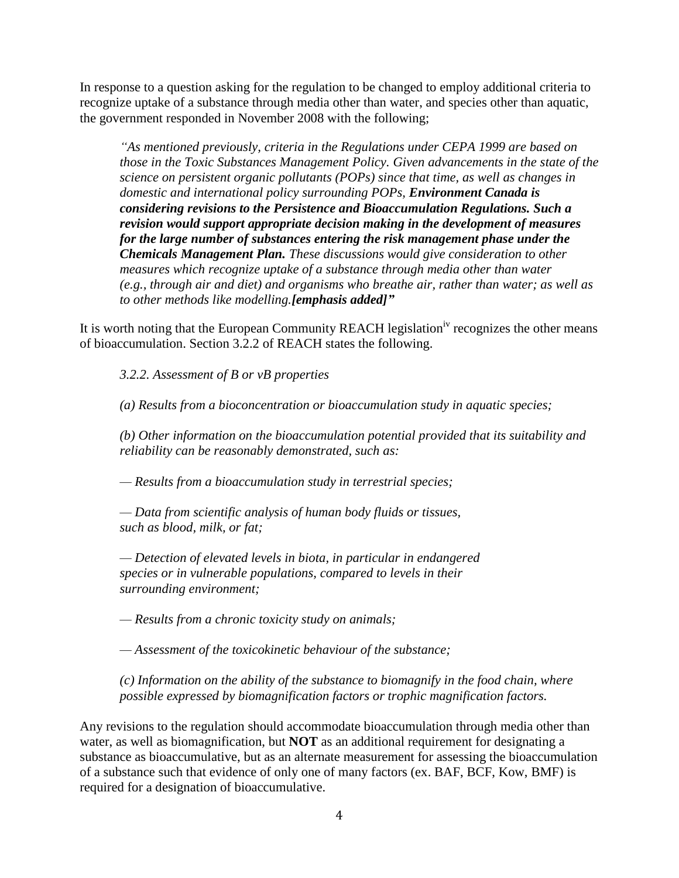In response to a question asking for the regulation to be changed to employ additional criteria to recognize uptake of a substance through media other than water, and species other than aquatic, the government responded in November 2008 with the following;

> *"As mentioned previously, criteria in the Regulations under CEPA 1999 are based on those in the Toxic Substances Management Policy. Given advancements in the state of the science on persistent organic pollutants (POPs) since that time, as well as changes in domestic and international policy surrounding POPs,* ***Environment Canada is considering revisions to the Persistence and Bioaccumulation Regulations. Such a revision would support appropriate decision making in the development of measures for the large number of substances entering the risk management phase under the Chemicals Management Plan.*** *These discussions would give consideration to other measures which recognize uptake of a substance through media other than water (e.g., through air and diet) and organisms who breathe air, rather than water; as well as to other methods like modelling.****[emphasis added]"***

It is worth noting that the European Community REACH legislation[iv] recognizes the other means of bioaccumulation. Section 3.2.2 of REACH states the following.

> *3.2.2. Assessment of B or vB properties*
>
> *(a) Results from a bioconcentration or bioaccumulation study in aquatic species;*
>
> *(b) Other information on the bioaccumulation potential provided that its suitability and reliability can be reasonably demonstrated, such as:*
>
> *— Results from a bioaccumulation study in terrestrial species;*
>
> *— Data from scientific analysis of human body fluids or tissues, such as blood, milk, or fat;*
>
> *— Detection of elevated levels in biota, in particular in endangered species or in vulnerable populations, compared to levels in their surrounding environment;*
>
> *— Results from a chronic toxicity study on animals;*
>
> *— Assessment of the toxicokinetic behaviour of the substance;*
>
> *(c) Information on the ability of the substance to biomagnify in the food chain, where possible expressed by biomagnification factors or trophic magnification factors.*

Any revisions to the regulation should accommodate bioaccumulation through media other than water, as well as biomagnification, but **NOT** as an additional requirement for designating a substance as bioaccumulative, but as an alternate measurement for assessing the bioaccumulation of a substance such that evidence of only one of many factors (ex. BAF, BCF, Kow, BMF) is required for a designation of bioaccumulative.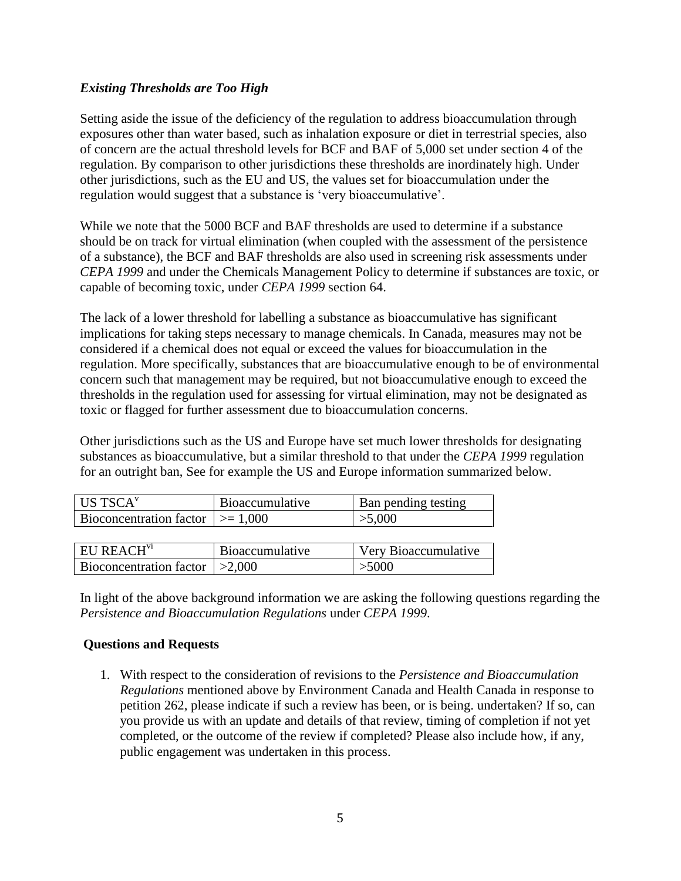### *Existing Thresholds are Too High*

Setting aside the issue of the deficiency of the regulation to address bioaccumulation through exposures other than water based, such as inhalation exposure or diet in terrestrial species, also of concern are the actual threshold levels for BCF and BAF of 5,000 set under section 4 of the regulation. By comparison to other jurisdictions these thresholds are inordinately high. Under other jurisdictions, such as the EU and US, the values set for bioaccumulation under the regulation would suggest that a substance is 'very bioaccumulative'.

While we note that the 5000 BCF and BAF thresholds are used to determine if a substance should be on track for virtual elimination (when coupled with the assessment of the persistence of a substance), the BCF and BAF thresholds are also used in screening risk assessments under *CEPA 1999* and under the Chemicals Management Policy to determine if substances are toxic, or capable of becoming toxic, under *CEPA 1999* section 64.

The lack of a lower threshold for labelling a substance as bioaccumulative has significant implications for taking steps necessary to manage chemicals. In Canada, measures may not be considered if a chemical does not equal or exceed the values for bioaccumulation in the regulation. More specifically, substances that are bioaccumulative enough to be of environmental concern such that management may be required, but not bioaccumulative enough to exceed the thresholds in the regulation used for assessing for virtual elimination, may not be designated as toxic or flagged for further assessment due to bioaccumulation concerns.

Other jurisdictions such as the US and Europe have set much lower thresholds for designating substances as bioaccumulative, but a similar threshold to that under the *CEPA 1999* regulation for an outright ban, See for example the US and Europe information summarized below.

| US TSCA[v] | Bioaccumulative | Ban pending testing |
|---|---|---|
| Bioconcentration factor | >= 1,000 | >5,000 |

| EU REACH[vi] | Bioaccumulative | Very Bioaccumulative |
|---|---|---|
| Bioconcentration factor | >2,000 | >5000 |

In light of the above background information we are asking the following questions regarding the *Persistence and Bioaccumulation Regulations* under *CEPA 1999.*

**Questions and Requests**

1. With respect to the consideration of revisions to the *Persistence and Bioaccumulation Regulations* mentioned above by Environment Canada and Health Canada in response to petition 262, please indicate if such a review has been, or is being. undertaken? If so, can you provide us with an update and details of that review, timing of completion if not yet completed, or the outcome of the review if completed? Please also include how, if any, public engagement was undertaken in this process.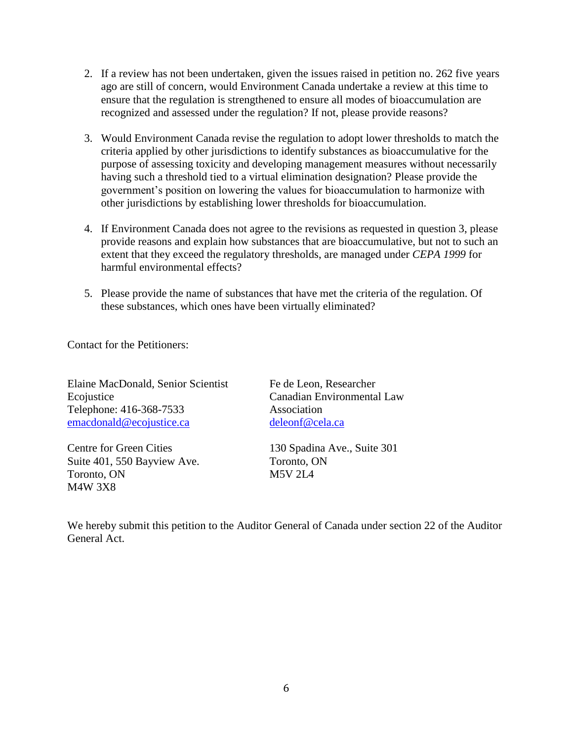2. If a review has not been undertaken, given the issues raised in petition no. 262 five years ago are still of concern, would Environment Canada undertake a review at this time to ensure that the regulation is strengthened to ensure all modes of bioaccumulation are recognized and assessed under the regulation? If not, please provide reasons?

3. Would Environment Canada revise the regulation to adopt lower thresholds to match the criteria applied by other jurisdictions to identify substances as bioaccumulative for the purpose of assessing toxicity and developing management measures without necessarily having such a threshold tied to a virtual elimination designation? Please provide the government's position on lowering the values for bioaccumulation to harmonize with other jurisdictions by establishing lower thresholds for bioaccumulation.

4. If Environment Canada does not agree to the revisions as requested in question 3, please provide reasons and explain how substances that are bioaccumulative, but not to such an extent that they exceed the regulatory thresholds, are managed under *CEPA 1999* for harmful environmental effects?

5. Please provide the name of substances that have met the criteria of the regulation. Of these substances, which ones have been virtually eliminated?

Contact for the Petitioners:

Elaine MacDonald, Senior Scientist
Ecojustice
Telephone: 416-368-7533
emacdonald@ecojustice.ca

Centre for Green Cities
Suite 401, 550 Bayview Ave.
Toronto, ON
M4W 3X8

Fe de Leon, Researcher
Canadian Environmental Law Association
deleonf@cela.ca

130 Spadina Ave., Suite 301
Toronto, ON
M5V 2L4

We hereby submit this petition to the Auditor General of Canada under section 22 of the Auditor General Act.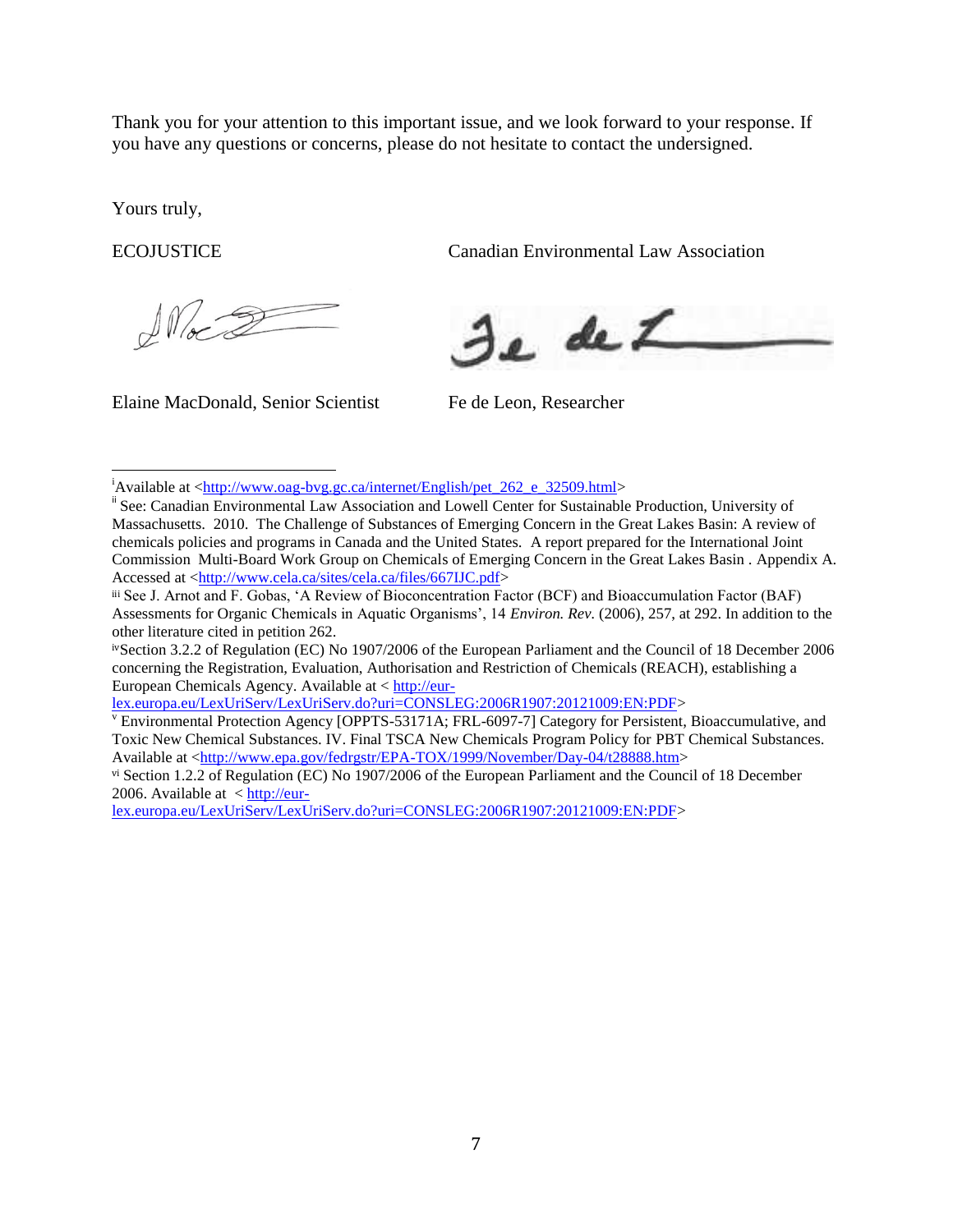Thank you for your attention to this important issue, and we look forward to your response. If you have any questions or concerns, please do not hesitate to contact the undersigned.

Yours truly,

ECOJUSTICE

Elaine MacDonald, Senior Scientist

Canadian Environmental Law Association

Fe de Leon, Researcher

---

[i] Available at <http://www.oag-bvg.gc.ca/internet/English/pet_262_e_32509.html>

[ii] See: Canadian Environmental Law Association and Lowell Center for Sustainable Production, University of Massachusetts. 2010. The Challenge of Substances of Emerging Concern in the Great Lakes Basin: A review of chemicals policies and programs in Canada and the United States. A report prepared for the International Joint Commission Multi-Board Work Group on Chemicals of Emerging Concern in the Great Lakes Basin . Appendix A. Accessed at <http://www.cela.ca/sites/cela.ca/files/667IJC.pdf>

[iii] See J. Arnot and F. Gobas, 'A Review of Bioconcentration Factor (BCF) and Bioaccumulation Factor (BAF) Assessments for Organic Chemicals in Aquatic Organisms', 14 *Environ. Rev.* (2006), 257, at 292. In addition to the other literature cited in petition 262.

[iv] Section 3.2.2 of Regulation (EC) No 1907/2006 of the European Parliament and the Council of 18 December 2006 concerning the Registration, Evaluation, Authorisation and Restriction of Chemicals (REACH), establishing a European Chemicals Agency. Available at < http://eur-lex.europa.eu/LexUriServ/LexUriServ.do?uri=CONSLEG:2006R1907:20121009:EN:PDF>

[v] Environmental Protection Agency [OPPTS-53171A; FRL-6097-7] Category for Persistent, Bioaccumulative, and Toxic New Chemical Substances. IV. Final TSCA New Chemicals Program Policy for PBT Chemical Substances. Available at <http://www.epa.gov/fedrgstr/EPA-TOX/1999/November/Day-04/t28888.htm>

[vi] Section 1.2.2 of Regulation (EC) No 1907/2006 of the European Parliament and the Council of 18 December 2006. Available at < http://eur-lex.europa.eu/LexUriServ/LexUriServ.do?uri=CONSLEG:2006R1907:20121009:EN:PDF>